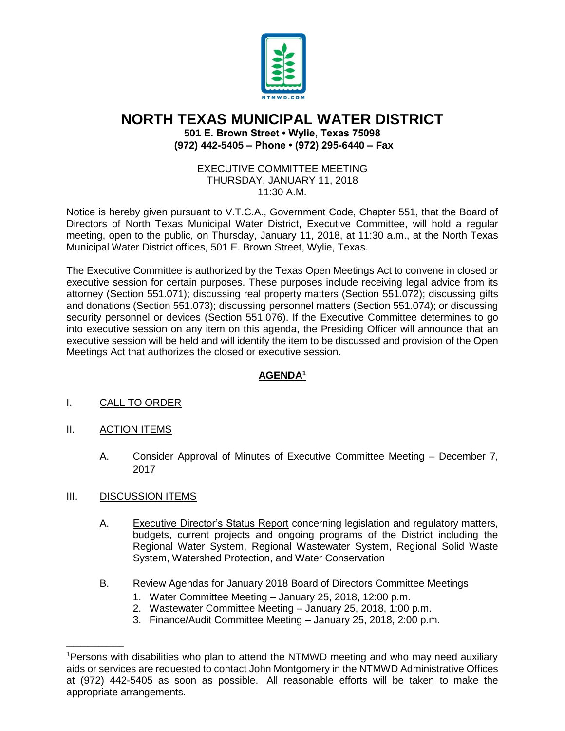NTMWD.COM

# NORTH TEXAS MUNICIPAL WATER DISTRICT

**501 E. Brown Street • Wylie, Texas 75098**
**(972) 442-5405 – Phone • (972) 295-6440 – Fax**

EXECUTIVE COMMITTEE MEETING
THURSDAY, JANUARY 11, 2018
11:30 A.M.

Notice is hereby given pursuant to V.T.C.A., Government Code, Chapter 551, that the Board of Directors of North Texas Municipal Water District, Executive Committee, will hold a regular meeting, open to the public, on Thursday, January 11, 2018, at 11:30 a.m., at the North Texas Municipal Water District offices, 501 E. Brown Street, Wylie, Texas.

The Executive Committee is authorized by the Texas Open Meetings Act to convene in closed or executive session for certain purposes. These purposes include receiving legal advice from its attorney (Section 551.071); discussing real property matters (Section 551.072); discussing gifts and donations (Section 551.073); discussing personnel matters (Section 551.074); or discussing security personnel or devices (Section 551.076). If the Executive Committee determines to go into executive session on any item on this agenda, the Presiding Officer will announce that an executive session will be held and will identify the item to be discussed and provision of the Open Meetings Act that authorizes the closed or executive session.

## AGENDA[1]

I. CALL TO ORDER

II. ACTION ITEMS

A. Consider Approval of Minutes of Executive Committee Meeting – December 7, 2017

III. DISCUSSION ITEMS

A. Executive Director's Status Report concerning legislation and regulatory matters, budgets, current projects and ongoing programs of the District including the Regional Water System, Regional Wastewater System, Regional Solid Waste System, Watershed Protection, and Water Conservation

B. Review Agendas for January 2018 Board of Directors Committee Meetings
1. Water Committee Meeting – January 25, 2018, 12:00 p.m.
2. Wastewater Committee Meeting – January 25, 2018, 1:00 p.m.
3. Finance/Audit Committee Meeting – January 25, 2018, 2:00 p.m.

---

[1]Persons with disabilities who plan to attend the NTMWD meeting and who may need auxiliary aids or services are requested to contact John Montgomery in the NTMWD Administrative Offices at (972) 442-5405 as soon as possible. All reasonable efforts will be taken to make the appropriate arrangements.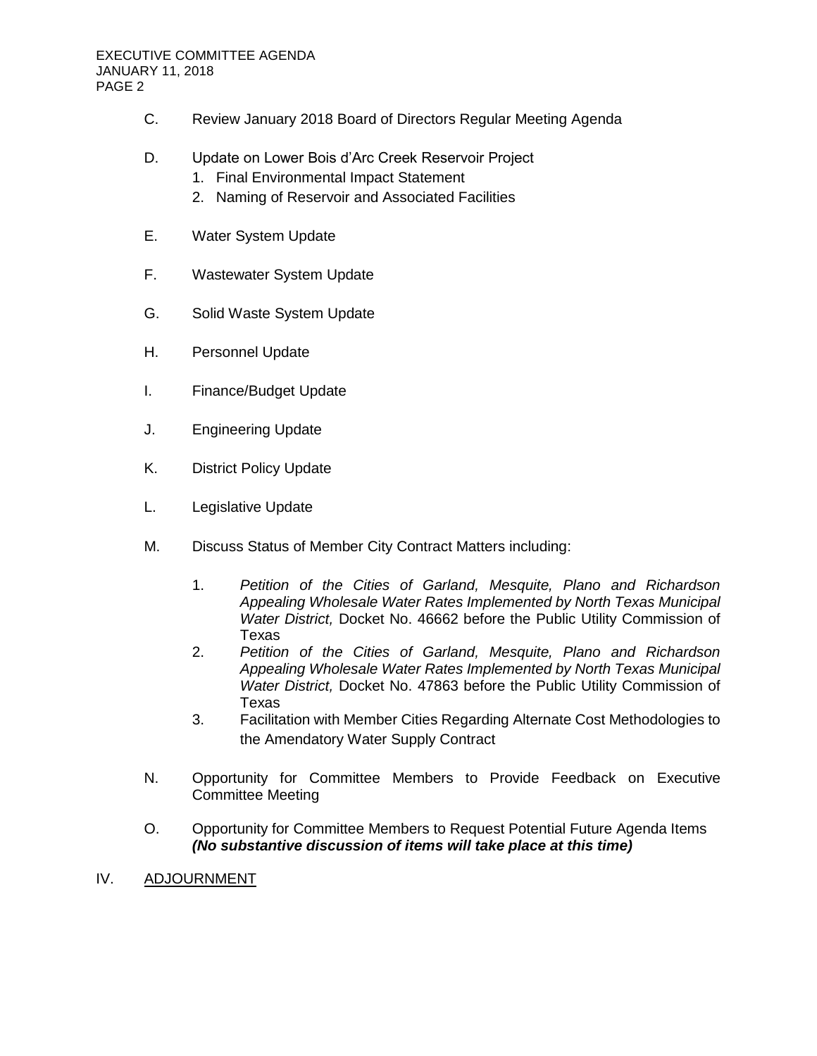C. Review January 2018 Board of Directors Regular Meeting Agenda

D. Update on Lower Bois d'Arc Creek Reservoir Project
   1. Final Environmental Impact Statement
   2. Naming of Reservoir and Associated Facilities

E. Water System Update

F. Wastewater System Update

G. Solid Waste System Update

H. Personnel Update

I. Finance/Budget Update

J. Engineering Update

K. District Policy Update

L. Legislative Update

M. Discuss Status of Member City Contract Matters including:

   1. *Petition of the Cities of Garland, Mesquite, Plano and Richardson Appealing Wholesale Water Rates Implemented by North Texas Municipal Water District,* Docket No. 46662 before the Public Utility Commission of Texas
   2. *Petition of the Cities of Garland, Mesquite, Plano and Richardson Appealing Wholesale Water Rates Implemented by North Texas Municipal Water District,* Docket No. 47863 before the Public Utility Commission of Texas
   3. Facilitation with Member Cities Regarding Alternate Cost Methodologies to the Amendatory Water Supply Contract

N. Opportunity for Committee Members to Provide Feedback on Executive Committee Meeting

O. Opportunity for Committee Members to Request Potential Future Agenda Items ***(No substantive discussion of items will take place at this time)***

IV. ADJOURNMENT